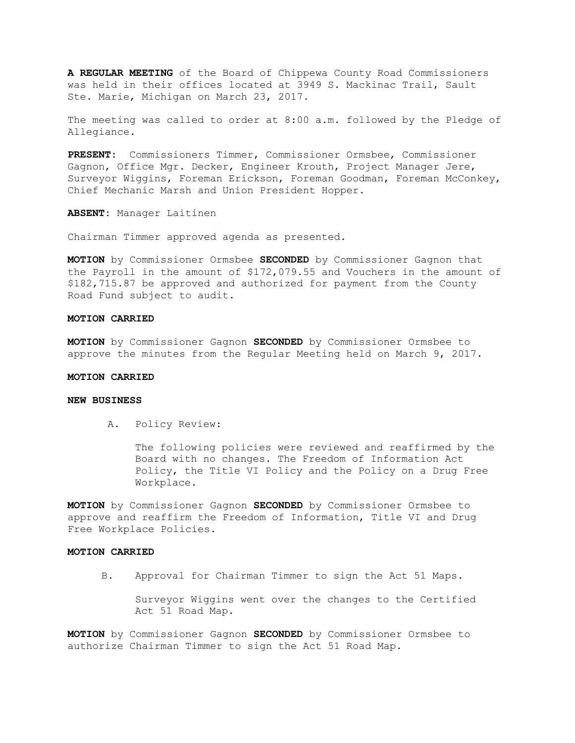**A REGULAR MEETING** of the Board of Chippewa County Road Commissioners was held in their offices located at 3949 S. Mackinac Trail, Sault Ste. Marie, Michigan on March 23, 2017.

The meeting was called to order at 8:00 a.m. followed by the Pledge of Allegiance.

**PRESENT:** Commissioners Timmer, Commissioner Ormsbee, Commissioner Gagnon, Office Mgr. Decker, Engineer Krouth, Project Manager Jere, Surveyor Wiggins, Foreman Erickson, Foreman Goodman, Foreman McConkey, Chief Mechanic Marsh and Union President Hopper.

**ABSENT:** Manager Laitinen

Chairman Timmer approved agenda as presented.

**MOTION** by Commissioner Ormsbee **SECONDED** by Commissioner Gagnon that the Payroll in the amount of $172,079.55 and Vouchers in the amount of $182,715.87 be approved and authorized for payment from the County Road Fund subject to audit.

**MOTION CARRIED**

**MOTION** by Commissioner Gagnon **SECONDED** by Commissioner Ormsbee to approve the minutes from the Regular Meeting held on March 9, 2017.

**MOTION CARRIED**

**NEW BUSINESS**

A. Policy Review:

   The following policies were reviewed and reaffirmed by the Board with no changes. The Freedom of Information Act Policy, the Title VI Policy and the Policy on a Drug Free Workplace.

**MOTION** by Commissioner Gagnon **SECONDED** by Commissioner Ormsbee to approve and reaffirm the Freedom of Information, Title VI and Drug Free Workplace Policies.

**MOTION CARRIED**

B. Approval for Chairman Timmer to sign the Act 51 Maps.

   Surveyor Wiggins went over the changes to the Certified Act 51 Road Map.

**MOTION** by Commissioner Gagnon **SECONDED** by Commissioner Ormsbee to authorize Chairman Timmer to sign the Act 51 Road Map.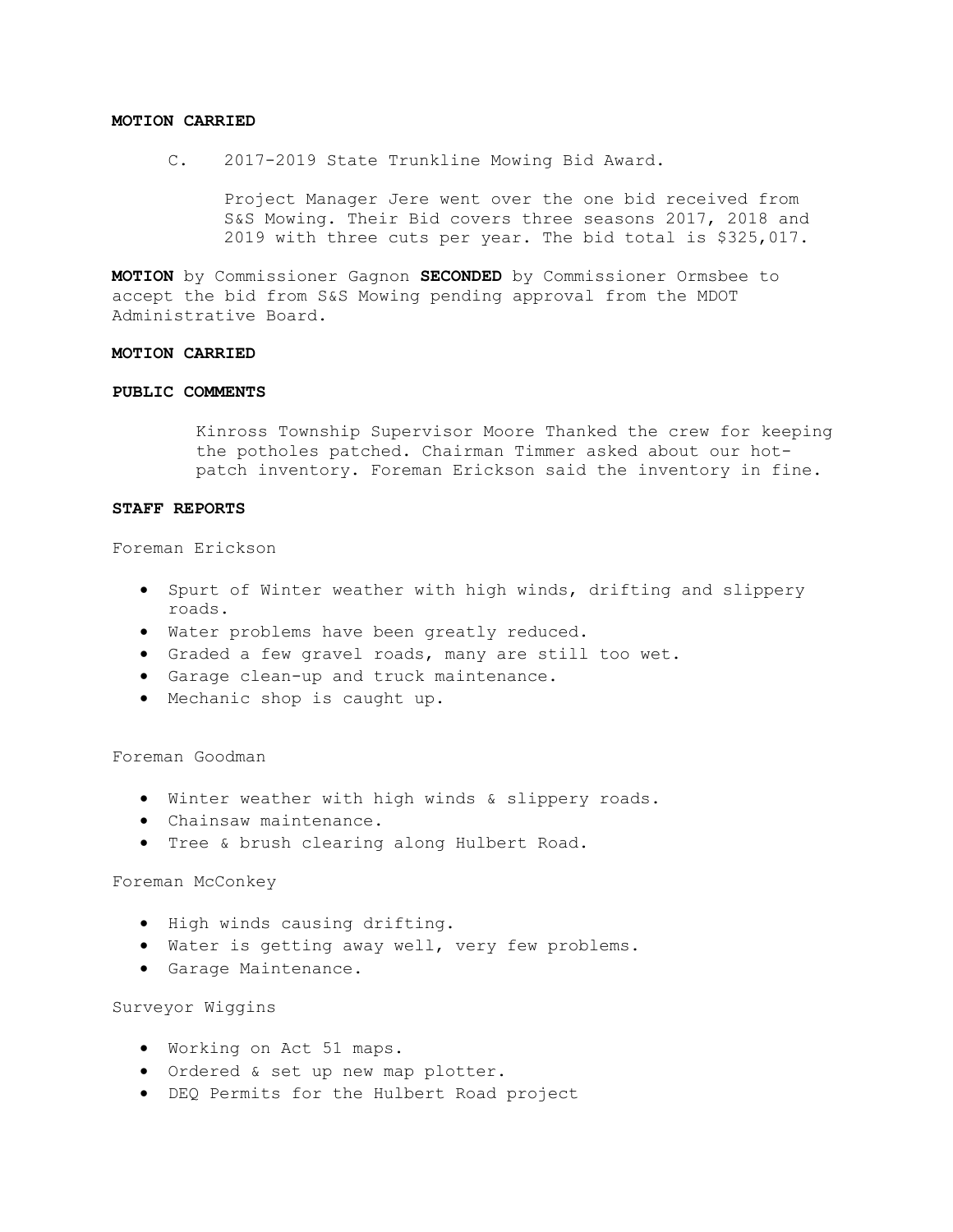**MOTION CARRIED**

C. 2017-2019 State Trunkline Mowing Bid Award.

Project Manager Jere went over the one bid received from S&S Mowing. Their Bid covers three seasons 2017, 2018 and 2019 with three cuts per year. The bid total is $325,017.

**MOTION** by Commissioner Gagnon **SECONDED** by Commissioner Ormsbee to accept the bid from S&S Mowing pending approval from the MDOT Administrative Board.

**MOTION CARRIED**

**PUBLIC COMMENTS**

Kinross Township Supervisor Moore Thanked the crew for keeping the potholes patched. Chairman Timmer asked about our hot-patch inventory. Foreman Erickson said the inventory in fine.

**STAFF REPORTS**

Foreman Erickson

- Spurt of Winter weather with high winds, drifting and slippery roads.
- Water problems have been greatly reduced.
- Graded a few gravel roads, many are still too wet.
- Garage clean-up and truck maintenance.
- Mechanic shop is caught up.

Foreman Goodman

- Winter weather with high winds & slippery roads.
- Chainsaw maintenance.
- Tree & brush clearing along Hulbert Road.

Foreman McConkey

- High winds causing drifting.
- Water is getting away well, very few problems.
- Garage Maintenance.

Surveyor Wiggins

- Working on Act 51 maps.
- Ordered & set up new map plotter.
- DEQ Permits for the Hulbert Road project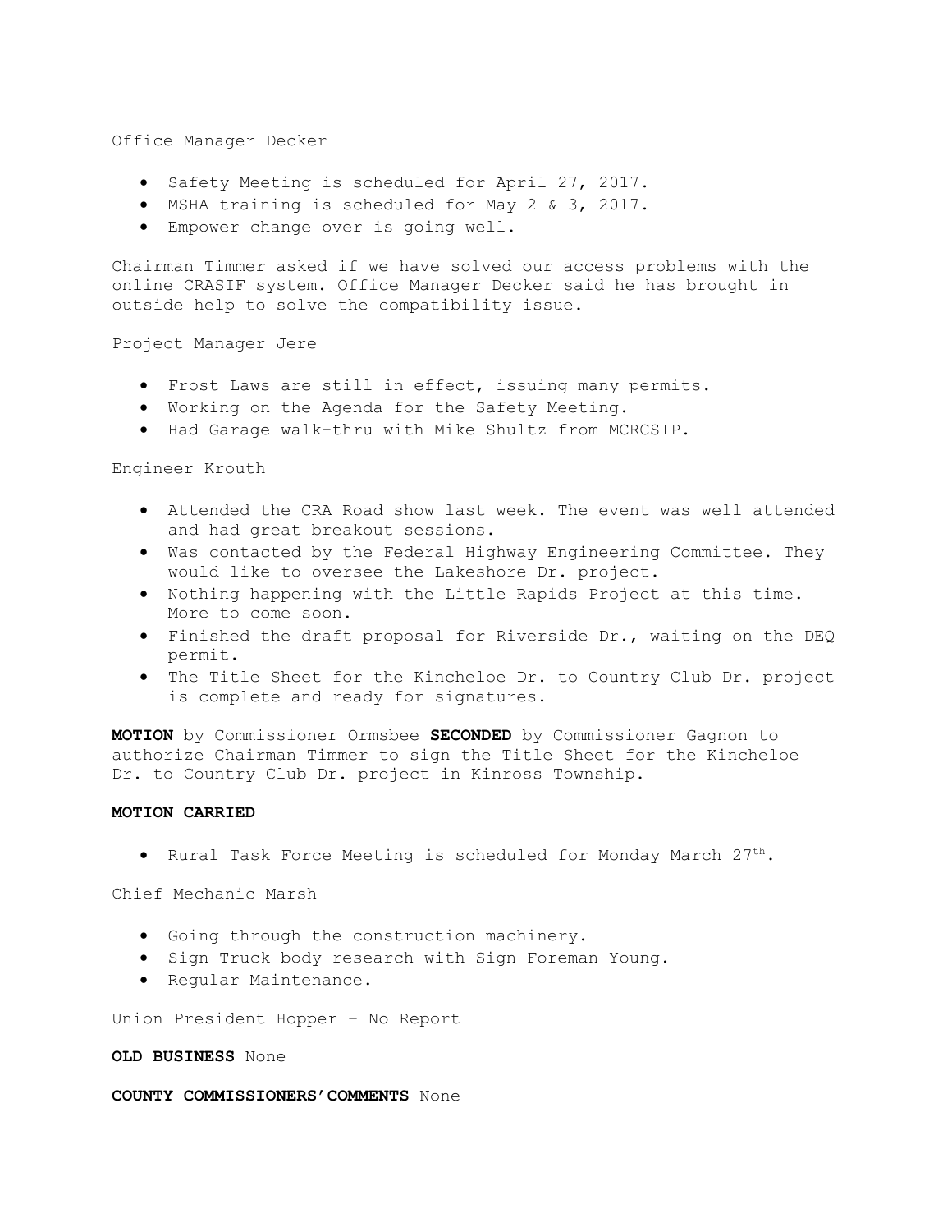Office Manager Decker

- Safety Meeting is scheduled for April 27, 2017.
- MSHA training is scheduled for May 2 & 3, 2017.
- Empower change over is going well.

Chairman Timmer asked if we have solved our access problems with the online CRASIF system. Office Manager Decker said he has brought in outside help to solve the compatibility issue.

Project Manager Jere

- Frost Laws are still in effect, issuing many permits.
- Working on the Agenda for the Safety Meeting.
- Had Garage walk-thru with Mike Shultz from MCRCSIP.

Engineer Krouth

- Attended the CRA Road show last week. The event was well attended and had great breakout sessions.
- Was contacted by the Federal Highway Engineering Committee. They would like to oversee the Lakeshore Dr. project.
- Nothing happening with the Little Rapids Project at this time. More to come soon.
- Finished the draft proposal for Riverside Dr., waiting on the DEQ permit.
- The Title Sheet for the Kincheloe Dr. to Country Club Dr. project is complete and ready for signatures.

**MOTION** by Commissioner Ormsbee **SECONDED** by Commissioner Gagnon to authorize Chairman Timmer to sign the Title Sheet for the Kincheloe Dr. to Country Club Dr. project in Kinross Township.

**MOTION CARRIED**

- Rural Task Force Meeting is scheduled for Monday March 27th.

Chief Mechanic Marsh

- Going through the construction machinery.
- Sign Truck body research with Sign Foreman Young.
- Regular Maintenance.

Union President Hopper – No Report

**OLD BUSINESS** None

**COUNTY COMMISSIONERS' COMMENTS** None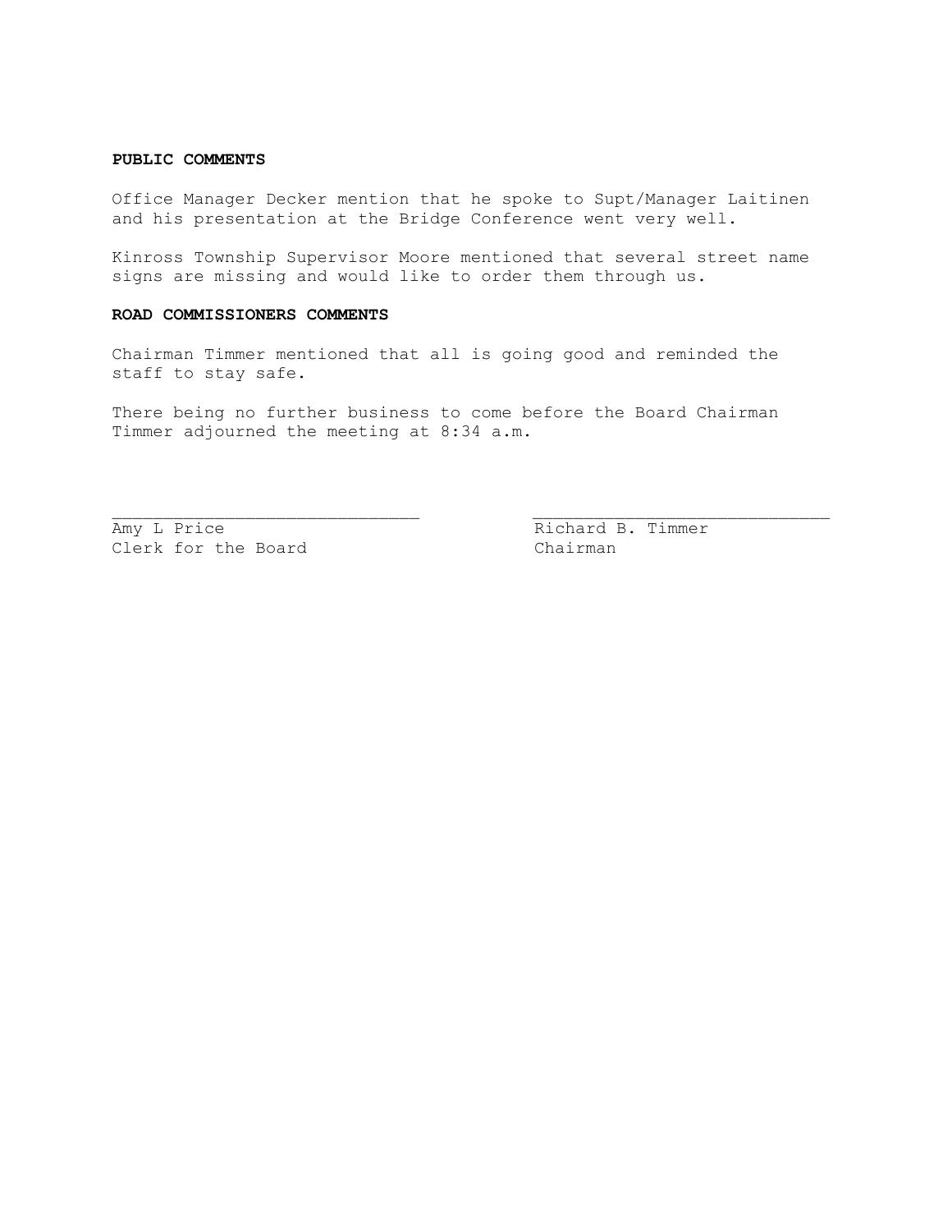**PUBLIC COMMENTS**

Office Manager Decker mention that he spoke to Supt/Manager Laitinen and his presentation at the Bridge Conference went very well.

Kinross Township Supervisor Moore mentioned that several street name signs are missing and would like to order them through us.

**ROAD COMMISSIONERS COMMENTS**

Chairman Timmer mentioned that all is going good and reminded the staff to stay safe.

There being no further business to come before the Board Chairman Timmer adjourned the meeting at 8:34 a.m.

| | |
|---|---|
| ______________________________ | ______________________________ |
| Amy L Price | Richard B. Timmer |
| Clerk for the Board | Chairman |